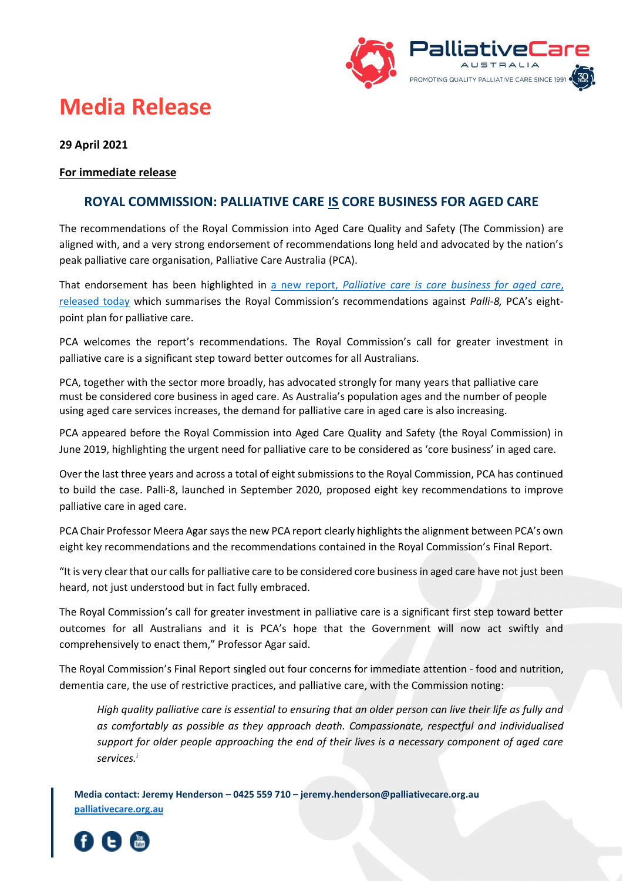# Media Release

**29 April 2021**

**For immediate release**

## ROYAL COMMISSION: PALLIATIVE CARE IS CORE BUSINESS FOR AGED CARE

The recommendations of the Royal Commission into Aged Care Quality and Safety (The Commission) are aligned with, and a very strong endorsement of recommendations long held and advocated by the nation's peak palliative care organisation, Palliative Care Australia (PCA).

That endorsement has been highlighted in a new report, *Palliative care is core business for aged care*, released today which summarises the Royal Commission's recommendations against *Palli-8,* PCA's eight-point plan for palliative care.

PCA welcomes the report's recommendations. The Royal Commission's call for greater investment in palliative care is a significant step toward better outcomes for all Australians.

PCA, together with the sector more broadly, has advocated strongly for many years that palliative care must be considered core business in aged care. As Australia's population ages and the number of people using aged care services increases, the demand for palliative care in aged care is also increasing.

PCA appeared before the Royal Commission into Aged Care Quality and Safety (the Royal Commission) in June 2019, highlighting the urgent need for palliative care to be considered as 'core business' in aged care.

Over the last three years and across a total of eight submissions to the Royal Commission, PCA has continued to build the case. Palli-8, launched in September 2020, proposed eight key recommendations to improve palliative care in aged care.

PCA Chair Professor Meera Agar says the new PCA report clearly highlights the alignment between PCA's own eight key recommendations and the recommendations contained in the Royal Commission's Final Report.

"It is very clear that our calls for palliative care to be considered core business in aged care have not just been heard, not just understood but in fact fully embraced.

The Royal Commission's call for greater investment in palliative care is a significant first step toward better outcomes for all Australians and it is PCA's hope that the Government will now act swiftly and comprehensively to enact them," Professor Agar said.

The Royal Commission's Final Report singled out four concerns for immediate attention - food and nutrition, dementia care, the use of restrictive practices, and palliative care, with the Commission noting:

> *High quality palliative care is essential to ensuring that an older person can live their life as fully and as comfortably as possible as they approach death. Compassionate, respectful and individualised support for older people approaching the end of their lives is a necessary component of aged care services.*[i]

**Media contact: Jeremy Henderson – 0425 559 710 – jeremy.henderson@palliativecare.org.au**
**palliativecare.org.au**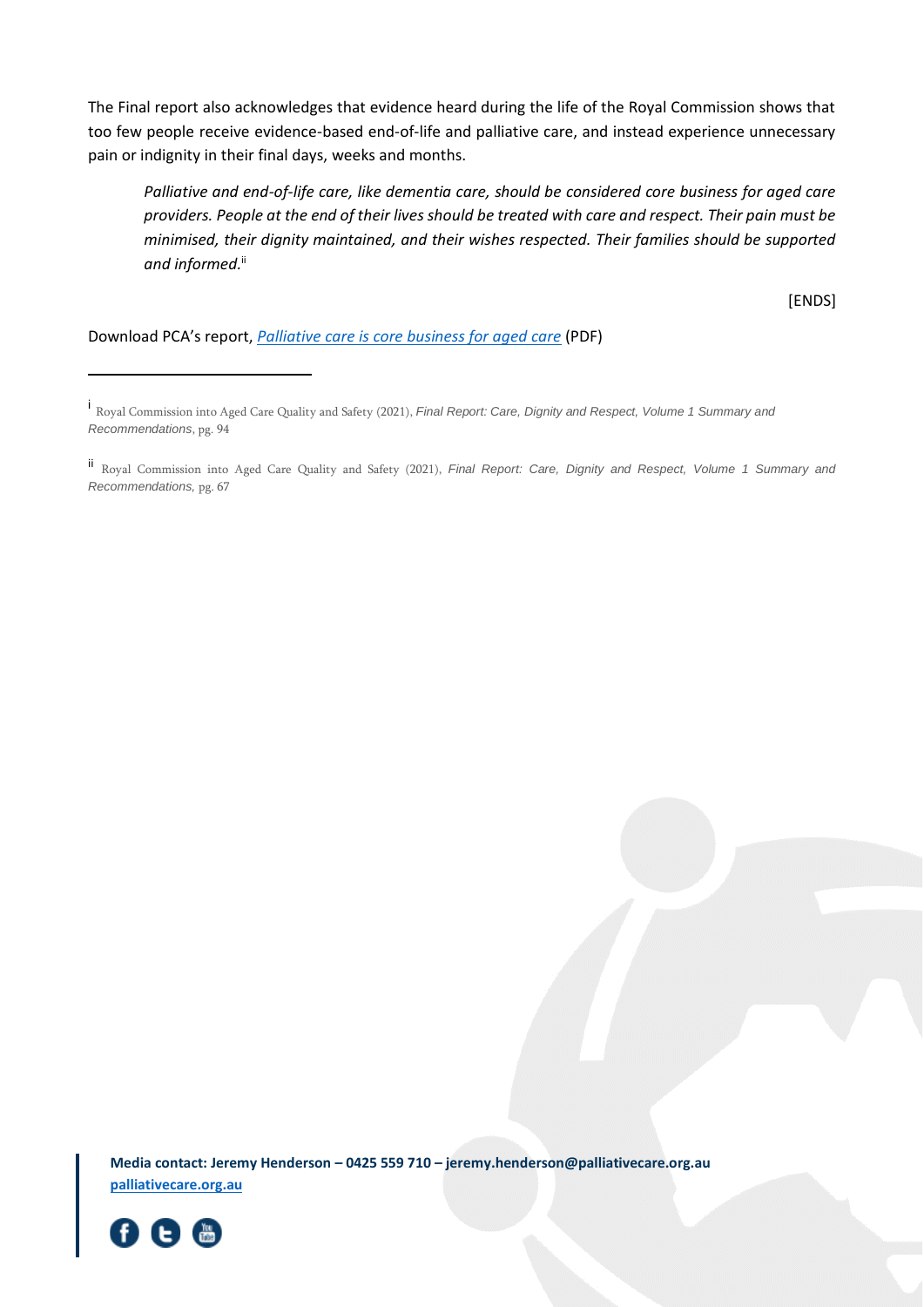The Final report also acknowledges that evidence heard during the life of the Royal Commission shows that too few people receive evidence-based end-of-life and palliative care, and instead experience unnecessary pain or indignity in their final days, weeks and months.

> *Palliative and end-of-life care, like dementia care, should be considered core business for aged care providers. People at the end of their lives should be treated with care and respect. Their pain must be minimised, their dignity maintained, and their wishes respected. Their families should be supported and informed.*[ii]

[ENDS]

Download PCA's report, *Palliative care is core business for aged care* (PDF)

---

[i] Royal Commission into Aged Care Quality and Safety (2021), *Final Report: Care, Dignity and Respect, Volume 1 Summary and Recommendations*, pg. 94

[ii] Royal Commission into Aged Care Quality and Safety (2021), *Final Report: Care, Dignity and Respect, Volume 1 Summary and Recommendations,* pg. 67

**Media contact: Jeremy Henderson – 0425 559 710 – jeremy.henderson@palliativecare.org.au**
**palliativecare.org.au**